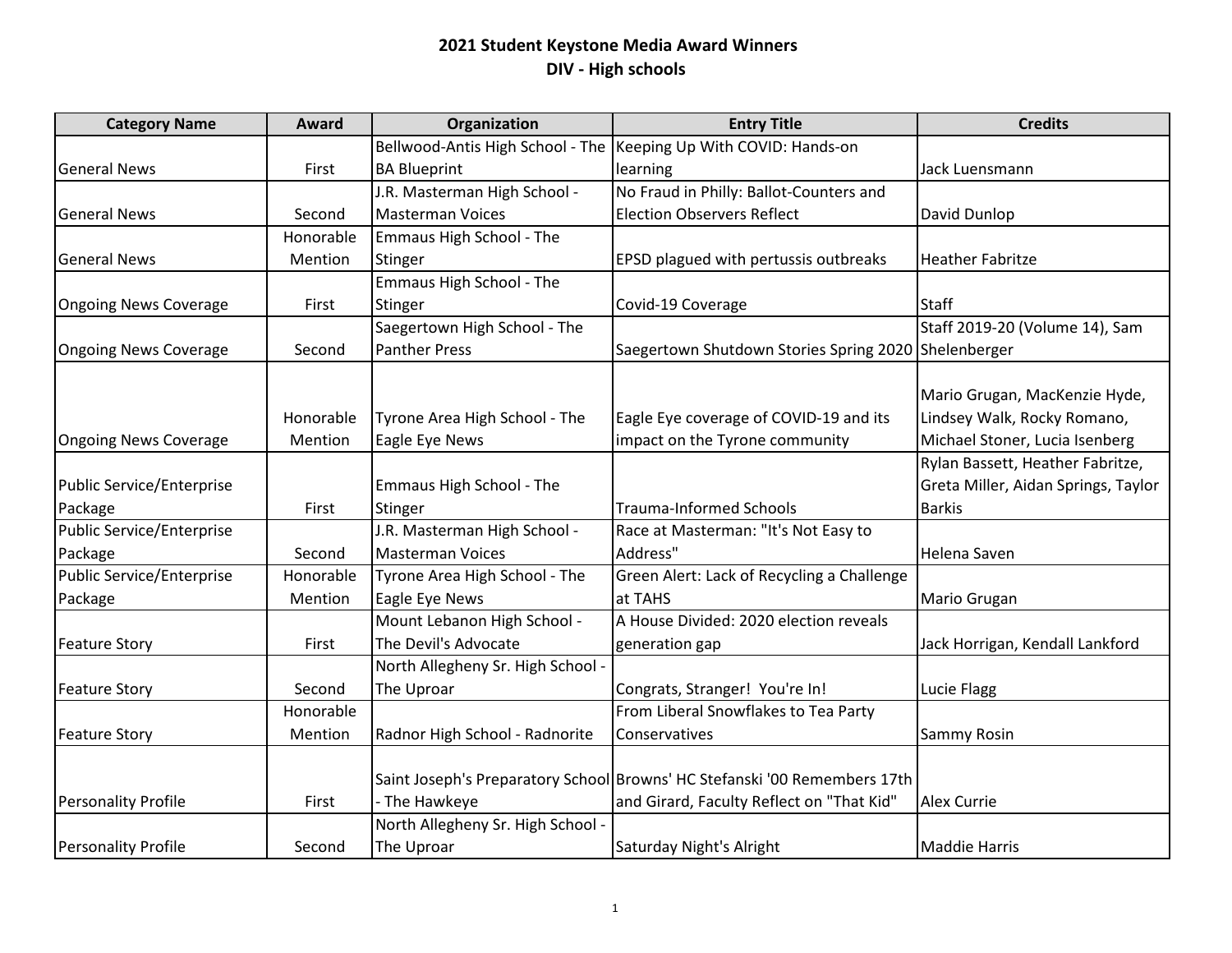# 2021 Student Keystone Media Award Winners

## DIV - High schools

| Category Name | Award | Organization | Entry Title | Credits |
|---|---|---|---|---|
| General News | First | Bellwood-Antis High School - The BA Blueprint | Keeping Up With COVID: Hands-on learning | Jack Luensmann |
| General News | Second | J.R. Masterman High School - Masterman Voices | No Fraud in Philly: Ballot-Counters and Election Observers Reflect | David Dunlop |
| General News | Honorable Mention | Emmaus High School - The Stinger | EPSD plagued with pertussis outbreaks | Heather Fabritze |
| Ongoing News Coverage | First | Emmaus High School - The Stinger | Covid-19 Coverage | Staff |
| Ongoing News Coverage | Second | Saegertown High School - The Panther Press | Saegertown Shutdown Stories Spring 2020 | Staff 2019-20 (Volume 14), Sam Shelenberger |
| Ongoing News Coverage | Honorable Mention | Tyrone Area High School - The Eagle Eye News | Eagle Eye coverage of COVID-19 and its impact on the Tyrone community | Mario Grugan, MacKenzie Hyde, Lindsey Walk, Rocky Romano, Michael Stoner, Lucia Isenberg |
| Public Service/Enterprise Package | First | Emmaus High School - The Stinger | Trauma-Informed Schools | Rylan Bassett, Heather Fabritze, Greta Miller, Aidan Springs, Taylor Barkis |
| Public Service/Enterprise Package | Second | J.R. Masterman High School - Masterman Voices | Race at Masterman: "It's Not Easy to Address" | Helena Saven |
| Public Service/Enterprise Package | Honorable Mention | Tyrone Area High School - The Eagle Eye News | Green Alert: Lack of Recycling a Challenge at TAHS | Mario Grugan |
| Feature Story | First | Mount Lebanon High School - The Devil's Advocate | A House Divided: 2020 election reveals generation gap | Jack Horrigan, Kendall Lankford |
| Feature Story | Second | North Allegheny Sr. High School - The Uproar | Congrats, Stranger! You're In! | Lucie Flagg |
| Feature Story | Honorable Mention | Radnor High School - Radnorite | From Liberal Snowflakes to Tea Party Conservatives | Sammy Rosin |
| Personality Profile | First | Saint Joseph's Preparatory School - The Hawkeye | Browns' HC Stefanski '00 Remembers 17th and Girard, Faculty Reflect on "That Kid" | Alex Currie |
| Personality Profile | Second | North Allegheny Sr. High School - The Uproar | Saturday Night's Alright | Maddie Harris |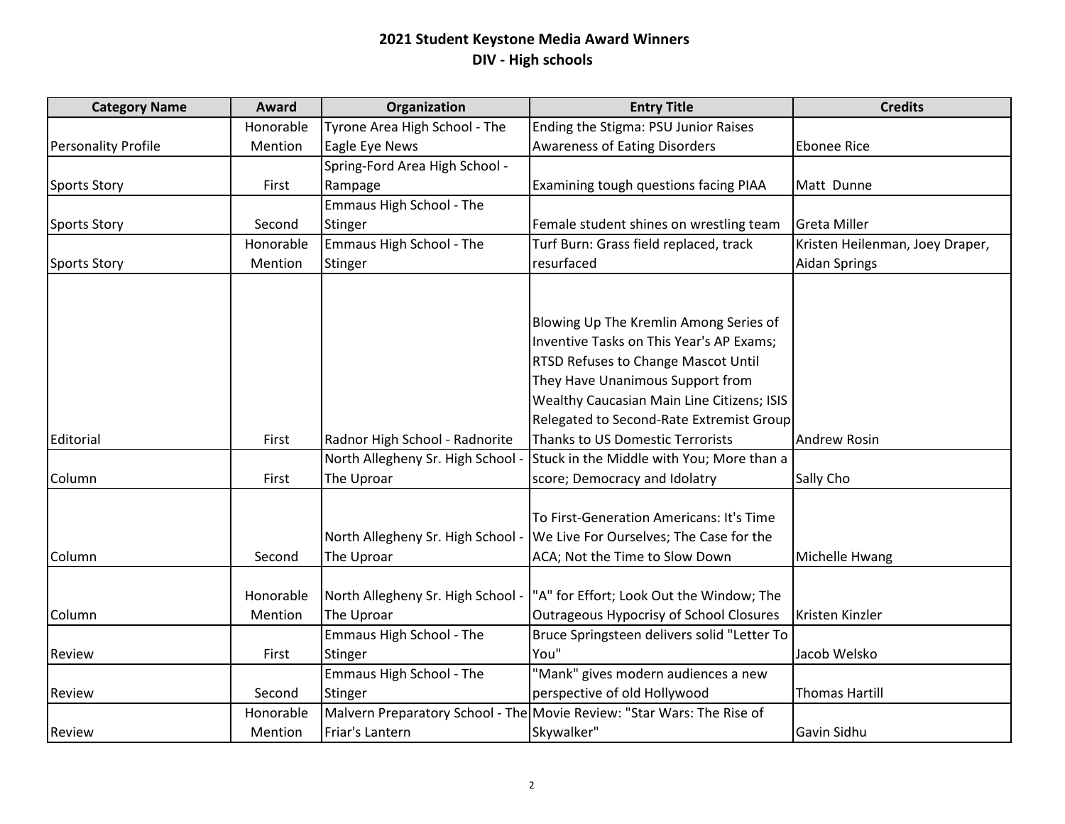# 2021 Student Keystone Media Award Winners
## DIV - High schools

| Category Name | Award | Organization | Entry Title | Credits |
|---|---|---|---|---|
| Personality Profile | Honorable Mention | Tyrone Area High School - The Eagle Eye News | Ending the Stigma: PSU Junior Raises Awareness of Eating Disorders | Ebonee Rice |
| Sports Story | First | Spring-Ford Area High School - Rampage | Examining tough questions facing PIAA | Matt Dunne |
| Sports Story | Second | Emmaus High School - The Stinger | Female student shines on wrestling team | Greta Miller |
| Sports Story | Honorable Mention | Emmaus High School - The Stinger | Turf Burn: Grass field replaced, track resurfaced | Kristen Heilenman, Joey Draper, Aidan Springs |
| Editorial | First | Radnor High School - Radnorite | Blowing Up The Kremlin Among Series of Inventive Tasks on This Year's AP Exams; RTSD Refuses to Change Mascot Until They Have Unanimous Support from Wealthy Caucasian Main Line Citizens; ISIS Relegated to Second-Rate Extremist Group Thanks to US Domestic Terrorists | Andrew Rosin |
| Column | First | North Allegheny Sr. High School - The Uproar | Stuck in the Middle with You; More than a score; Democracy and Idolatry | Sally Cho |
| Column | Second | North Allegheny Sr. High School - The Uproar | To First-Generation Americans: It's Time We Live For Ourselves; The Case for the ACA; Not the Time to Slow Down | Michelle Hwang |
| Column | Honorable Mention | North Allegheny Sr. High School - The Uproar | "A" for Effort; Look Out the Window; The Outrageous Hypocrisy of School Closures | Kristen Kinzler |
| Review | First | Emmaus High School - The Stinger | Bruce Springsteen delivers solid "Letter To You" | Jacob Welsko |
| Review | Second | Emmaus High School - The Stinger | "Mank" gives modern audiences a new perspective of old Hollywood | Thomas Hartill |
| Review | Honorable Mention | Malvern Preparatory School - The Friar's Lantern | Movie Review: "Star Wars: The Rise of Skywalker" | Gavin Sidhu |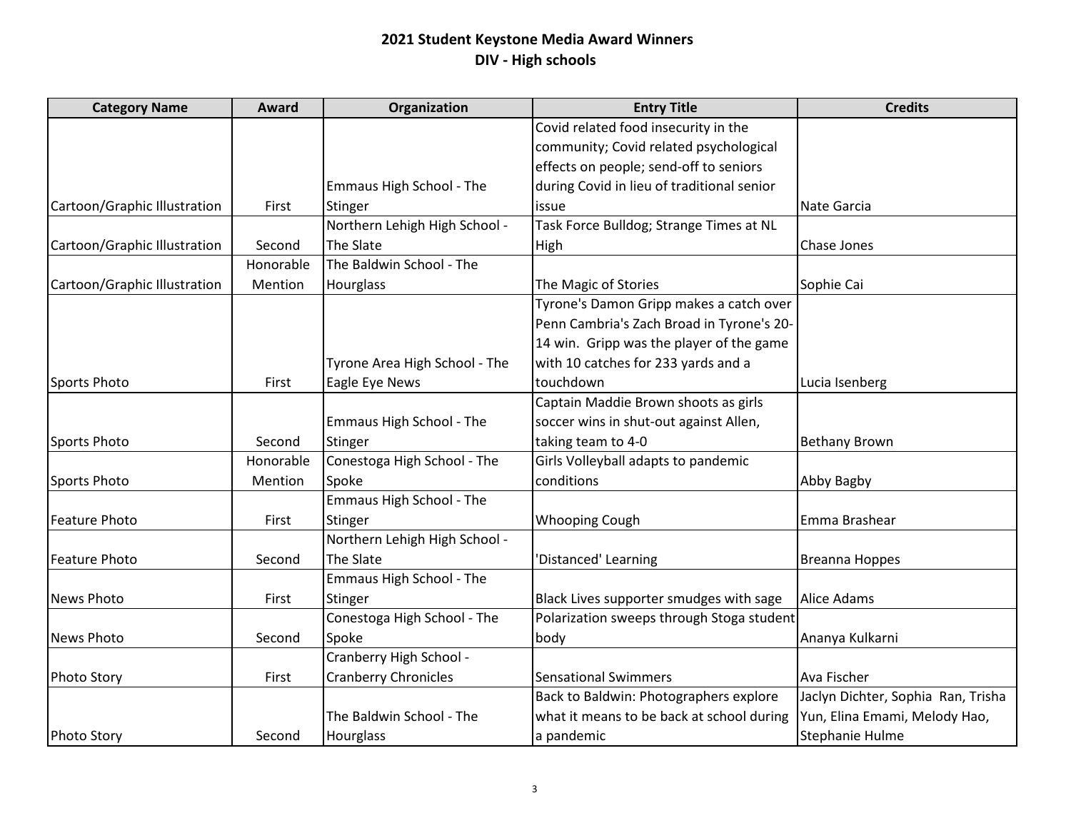# 2021 Student Keystone Media Award Winners
## DIV - High schools

| Category Name | Award | Organization | Entry Title | Credits |
|---|---|---|---|---|
| Cartoon/Graphic Illustration | First | Emmaus High School - The Stinger | Covid related food insecurity in the community; Covid related psychological effects on people; send-off to seniors during Covid in lieu of traditional senior issue | Nate Garcia |
| Cartoon/Graphic Illustration | Second | Northern Lehigh High School - The Slate | Task Force Bulldog; Strange Times at NL High | Chase Jones |
| Cartoon/Graphic Illustration | Honorable Mention | The Baldwin School - The Hourglass | The Magic of Stories | Sophie Cai |
| Sports Photo | First | Tyrone Area High School - The Eagle Eye News | Tyrone's Damon Gripp makes a catch over Penn Cambria's Zach Broad in Tyrone's 20-14 win. Gripp was the player of the game with 10 catches for 233 yards and a touchdown | Lucia Isenberg |
| Sports Photo | Second | Emmaus High School - The Stinger | Captain Maddie Brown shoots as girls soccer wins in shut-out against Allen, taking team to 4-0 | Bethany Brown |
| Sports Photo | Honorable Mention | Conestoga High School - The Spoke | Girls Volleyball adapts to pandemic conditions | Abby Bagby |
| Feature Photo | First | Emmaus High School - The Stinger | Whooping Cough | Emma Brashear |
| Feature Photo | Second | Northern Lehigh High School - The Slate | 'Distanced' Learning | Breanna Hoppes |
| News Photo | First | Emmaus High School - The Stinger | Black Lives supporter smudges with sage | Alice Adams |
| News Photo | Second | Conestoga High School - The Spoke | Polarization sweeps through Stoga student body | Ananya Kulkarni |
| Photo Story | First | Cranberry High School - Cranberry Chronicles | Sensational Swimmers | Ava Fischer |
| Photo Story | Second | The Baldwin School - The Hourglass | Back to Baldwin: Photographers explore what it means to be back at school during a pandemic | Jaclyn Dichter, Sophia Ran, Trisha Yun, Elina Emami, Melody Hao, Stephanie Hulme |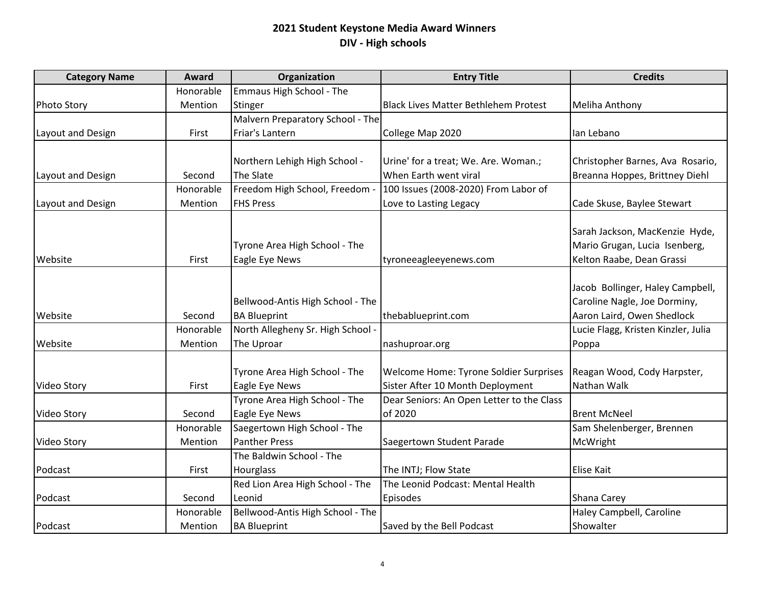# 2021 Student Keystone Media Award Winners
## DIV - High schools

| Category Name | Award | Organization | Entry Title | Credits |
|---|---|---|---|---|
| Photo Story | Honorable Mention | Emmaus High School - The Stinger | Black Lives Matter Bethlehem Protest | Meliha Anthony |
| Layout and Design | First | Malvern Preparatory School - The Friar's Lantern | College Map 2020 | Ian Lebano |
| Layout and Design | Second | Northern Lehigh High School - The Slate | Urine' for a treat; We. Are. Woman.; When Earth went viral | Christopher Barnes, Ava Rosario, Breanna Hoppes, Brittney Diehl |
| Layout and Design | Honorable Mention | Freedom High School, Freedom - FHS Press | 100 Issues (2008-2020) From Labor of Love to Lasting Legacy | Cade Skuse, Baylee Stewart |
| Website | First | Tyrone Area High School - The Eagle Eye News | tyroneeagleeyenews.com | Sarah Jackson, MacKenzie Hyde, Mario Grugan, Lucia Isenberg, Kelton Raabe, Dean Grassi |
| Website | Second | Bellwood-Antis High School - The BA Blueprint | thebablueprint.com | Jacob Bollinger, Haley Campbell, Caroline Nagle, Joe Dorminy, Aaron Laird, Owen Shedlock |
| Website | Honorable Mention | North Allegheny Sr. High School - The Uproar | nashuproar.org | Lucie Flagg, Kristen Kinzler, Julia Poppa |
| Video Story | First | Tyrone Area High School - The Eagle Eye News | Welcome Home: Tyrone Soldier Surprises Sister After 10 Month Deployment | Reagan Wood, Cody Harpster, Nathan Walk |
| Video Story | Second | Tyrone Area High School - The Eagle Eye News | Dear Seniors: An Open Letter to the Class of 2020 | Brent McNeel |
| Video Story | Honorable Mention | Saegertown High School - The Panther Press | Saegertown Student Parade | Sam Shelenberger, Brennen McWright |
| Podcast | First | The Baldwin School - The Hourglass | The INTJ; Flow State | Elise Kait |
| Podcast | Second | Red Lion Area High School - The Leonid | The Leonid Podcast: Mental Health Episodes | Shana Carey |
| Podcast | Honorable Mention | Bellwood-Antis High School - The BA Blueprint | Saved by the Bell Podcast | Haley Campbell, Caroline Showalter |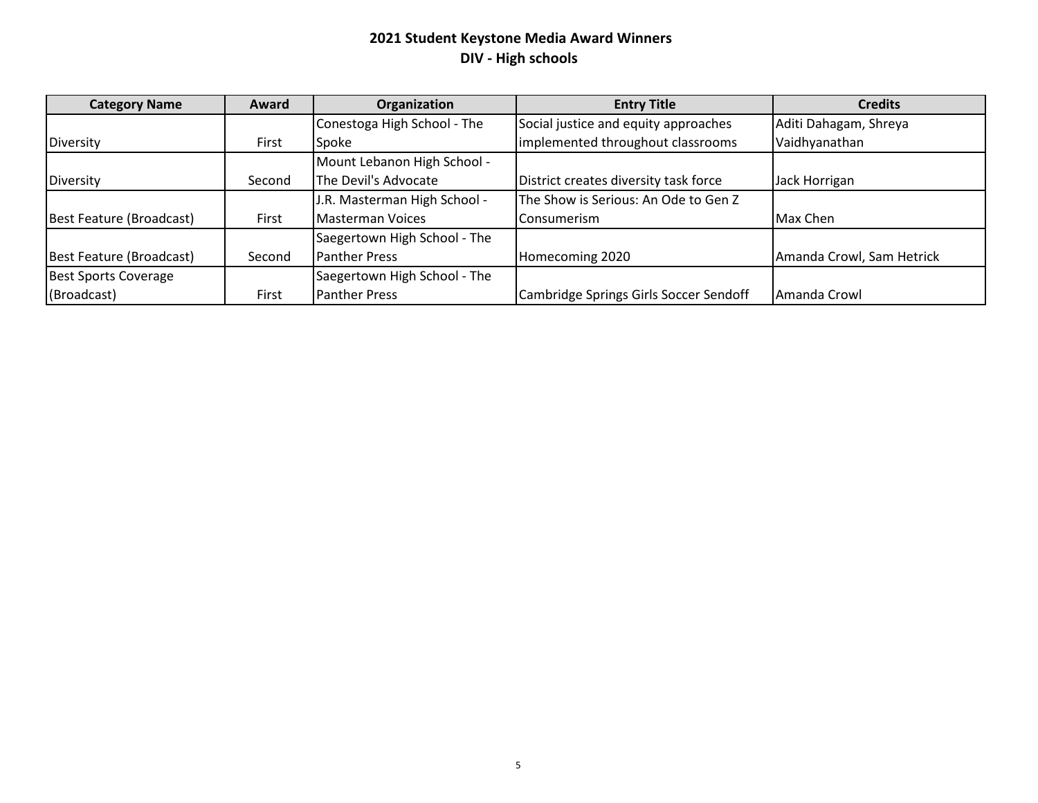# 2021 Student Keystone Media Award Winners

## DIV - High schools

| Category Name | Award | Organization | Entry Title | Credits |
|---|---|---|---|---|
| Diversity | First | Conestoga High School - The Spoke | Social justice and equity approaches implemented throughout classrooms | Aditi Dahagam, Shreya Vaidhyanathan |
| Diversity | Second | Mount Lebanon High School - The Devil's Advocate | District creates diversity task force | Jack Horrigan |
| Best Feature (Broadcast) | First | J.R. Masterman High School - Masterman Voices | The Show is Serious: An Ode to Gen Z Consumerism | Max Chen |
| Best Feature (Broadcast) | Second | Saegertown High School - The Panther Press | Homecoming 2020 | Amanda Crowl, Sam Hetrick |
| Best Sports Coverage (Broadcast) | First | Saegertown High School - The Panther Press | Cambridge Springs Girls Soccer Sendoff | Amanda Crowl |